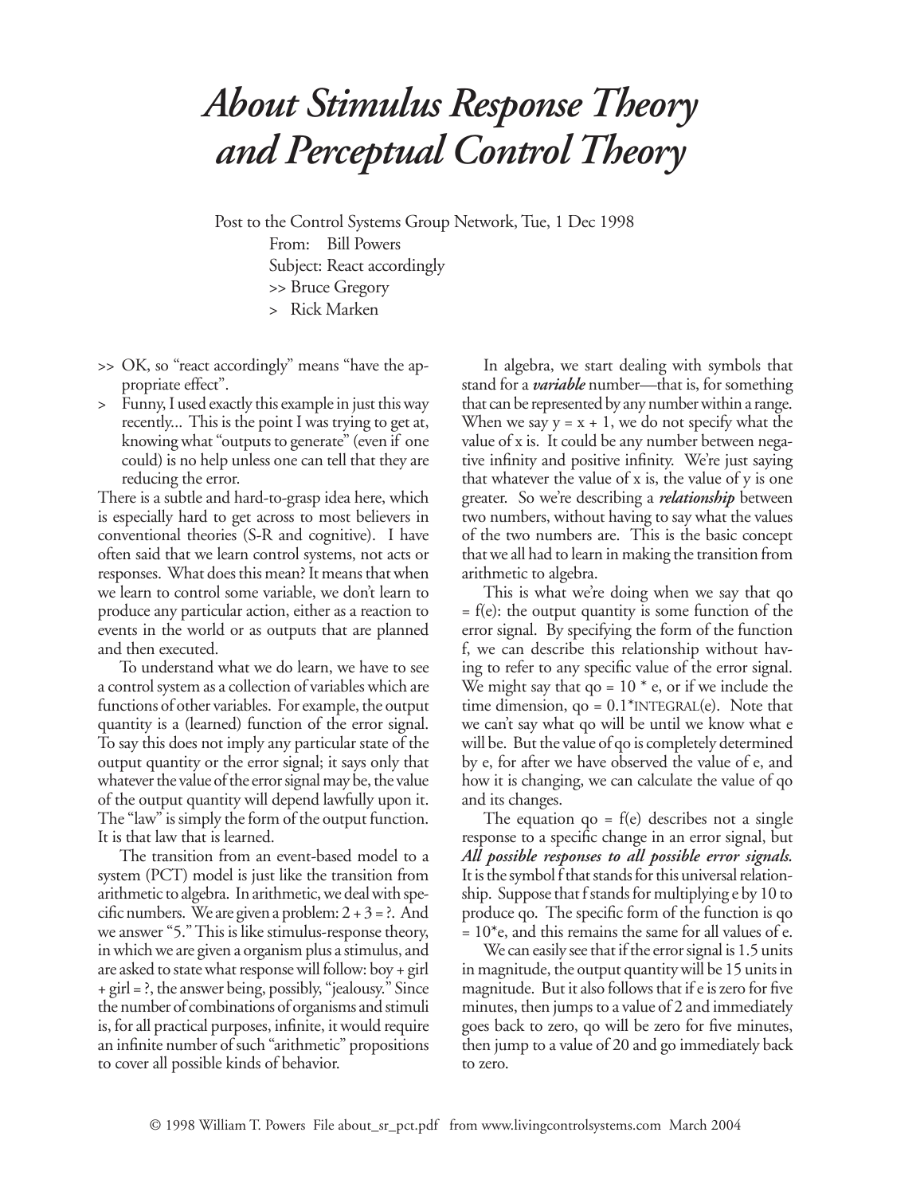# *About Stimulus Response Theory and Perceptual Control Theory*

Post to the Control Systems Group Network, Tue, 1 Dec 1998

From: Bill Powers

Subject: React accordingly

>> Bruce Gregory

> Rick Marken

>> OK, so "react accordingly" means "have the appropriate effect".

> Funny, I used exactly this example in just this way recently... This is the point I was trying to get at, knowing what "outputs to generate" (even if one could) is no help unless one can tell that they are reducing the error.

There is a subtle and hard-to-grasp idea here, which is especially hard to get across to most believers in conventional theories (S-R and cognitive). I have often said that we learn control systems, not acts or responses. What does this mean? It means that when we learn to control some variable, we don't learn to produce any particular action, either as a reaction to events in the world or as outputs that are planned and then executed.

To understand what we do learn, we have to see a control system as a collection of variables which are functions of other variables. For example, the output quantity is a (learned) function of the error signal. To say this does not imply any particular state of the output quantity or the error signal; it says only that whatever the value of the error signal may be, the value of the output quantity will depend lawfully upon it. The "law" is simply the form of the output function. It is that law that is learned.

The transition from an event-based model to a system (PCT) model is just like the transition from arithmetic to algebra. In arithmetic, we deal with specific numbers. We are given a problem: 2 + 3 = ?. And we answer "5." This is like stimulus-response theory, in which we are given a organism plus a stimulus, and are asked to state what response will follow: boy + girl + girl = ?, the answer being, possibly, "jealousy." Since the number of combinations of organisms and stimuli is, for all practical purposes, infinite, it would require an infinite number of such "arithmetic" propositions to cover all possible kinds of behavior.

In algebra, we start dealing with symbols that stand for a ***variable*** number—that is, for something that can be represented by any number within a range. When we say $y = x + 1$, we do not specify what the value of x is. It could be any number between negative infinity and positive infinity. We're just saying that whatever the value of x is, the value of y is one greater. So we're describing a ***relationship*** between two numbers, without having to say what the values of the two numbers are. This is the basic concept that we all had to learn in making the transition from arithmetic to algebra.

This is what we're doing when we say that qo = f(e): the output quantity is some function of the error signal. By specifying the form of the function f, we can describe this relationship without having to refer to any specific value of the error signal. We might say that qo = 10 * e, or if we include the time dimension, qo = 0.1*INTEGRAL(e). Note that we can't say what qo will be until we know what e will be. But the value of qo is completely determined by e, for after we have observed the value of e, and how it is changing, we can calculate the value of qo and its changes.

The equation qo = f(e) describes not a single response to a specific change in an error signal, but ***All possible responses to all possible error signals.*** It is the symbol f that stands for this universal relationship. Suppose that f stands for multiplying e by 10 to produce qo. The specific form of the function is qo = 10*e, and this remains the same for all values of e.

We can easily see that if the error signal is 1.5 units in magnitude, the output quantity will be 15 units in magnitude. But it also follows that if e is zero for five minutes, then jumps to a value of 2 and immediately goes back to zero, qo will be zero for five minutes, then jump to a value of 20 and go immediately back to zero.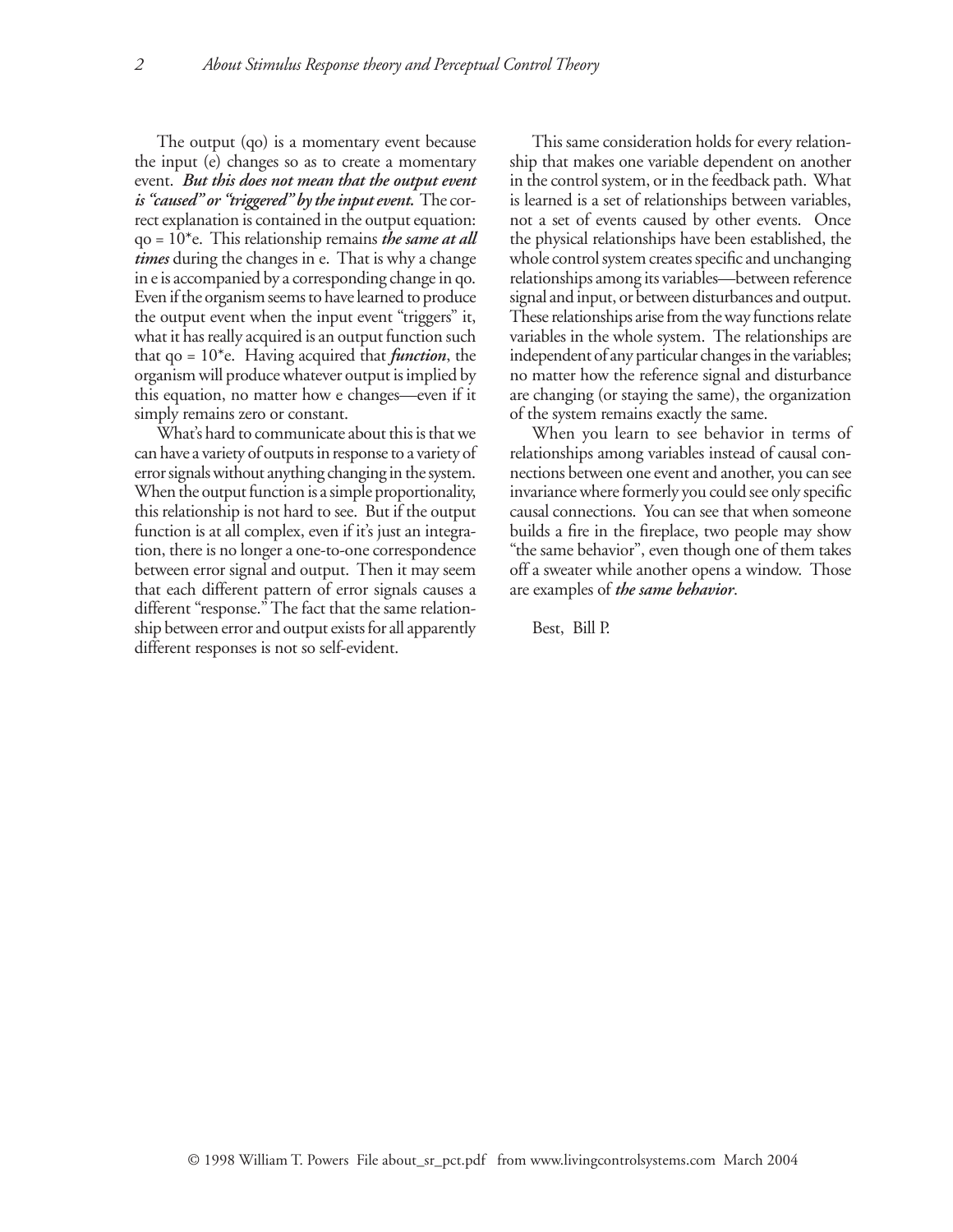The output (qo) is a momentary event because the input (e) changes so as to create a momentary event. ***But this does not mean that the output event is "caused" or "triggered" by the input event.*** The correct explanation is contained in the output equation: $qo = 10^*e$. This relationship remains ***the same at all times*** during the changes in e. That is why a change in e is accompanied by a corresponding change in qo. Even if the organism seems to have learned to produce the output event when the input event "triggers" it, what it has really acquired is an output function such that $qo = 10^*e$. Having acquired that ***function***, the organism will produce whatever output is implied by this equation, no matter how e changes—even if it simply remains zero or constant.

What's hard to communicate about this is that we can have a variety of outputs in response to a variety of error signals without anything changing in the system. When the output function is a simple proportionality, this relationship is not hard to see. But if the output function is at all complex, even if it's just an integration, there is no longer a one-to-one correspondence between error signal and output. Then it may seem that each different pattern of error signals causes a different "response." The fact that the same relationship between error and output exists for all apparently different responses is not so self-evident.

This same consideration holds for every relationship that makes one variable dependent on another in the control system, or in the feedback path. What is learned is a set of relationships between variables, not a set of events caused by other events. Once the physical relationships have been established, the whole control system creates specific and unchanging relationships among its variables—between reference signal and input, or between disturbances and output. These relationships arise from the way functions relate variables in the whole system. The relationships are independent of any particular changes in the variables; no matter how the reference signal and disturbance are changing (or staying the same), the organization of the system remains exactly the same.

When you learn to see behavior in terms of relationships among variables instead of causal connections between one event and another, you can see invariance where formerly you could see only specific causal connections. You can see that when someone builds a fire in the fireplace, two people may show "the same behavior", even though one of them takes off a sweater while another opens a window. Those are examples of ***the same behavior***.

Best, Bill P.

© 1998 William T. Powers File about_sr_pct.pdf from www.livingcontrolsystems.com March 2004